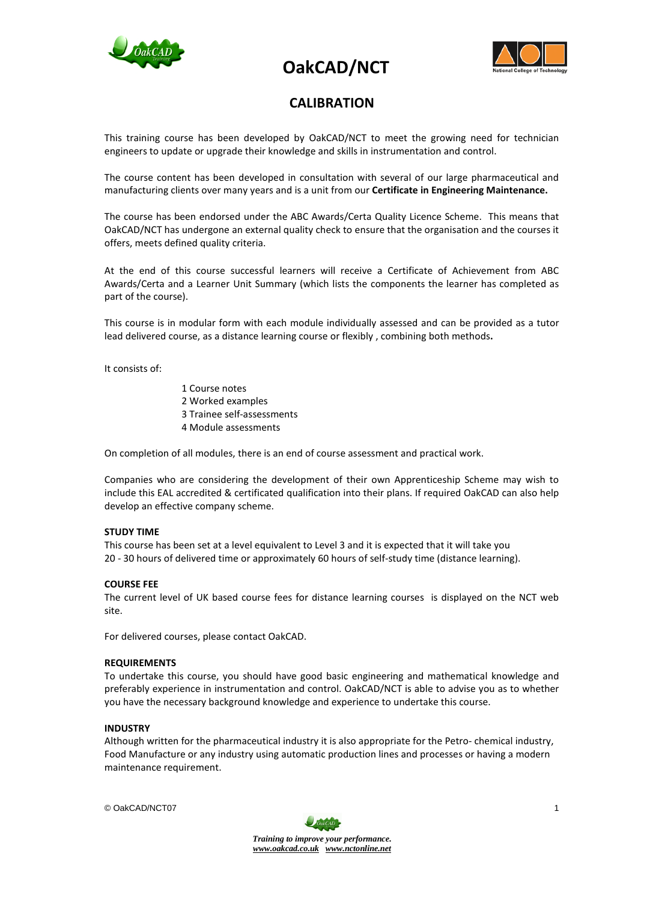# OakCAD/NCT

## CALIBRATION

This training course has been developed by OakCAD/NCT to meet the growing need for technician engineers to update or upgrade their knowledge and skills in instrumentation and control.

The course content has been developed in consultation with several of our large pharmaceutical and manufacturing clients over many years and is a unit from our **Certificate in Engineering Maintenance.**

The course has been endorsed under the ABC Awards/Certa Quality Licence Scheme. This means that OakCAD/NCT has undergone an external quality check to ensure that the organisation and the courses it offers, meets defined quality criteria.

At the end of this course successful learners will receive a Certificate of Achievement from ABC Awards/Certa and a Learner Unit Summary (which lists the components the learner has completed as part of the course).

This course is in modular form with each module individually assessed and can be provided as a tutor lead delivered course, as a distance learning course or flexibly , combining both methods.

It consists of:

1 Course notes
2 Worked examples
3 Trainee self-assessments
4 Module assessments

On completion of all modules, there is an end of course assessment and practical work.

Companies who are considering the development of their own Apprenticeship Scheme may wish to include this EAL accredited & certificated qualification into their plans. If required OakCAD can also help develop an effective company scheme.

**STUDY TIME**
This course has been set at a level equivalent to Level 3 and it is expected that it will take you 20 - 30 hours of delivered time or approximately 60 hours of self-study time (distance learning).

**COURSE FEE**
The current level of UK based course fees for distance learning courses is displayed on the NCT web site.

For delivered courses, please contact OakCAD.

**REQUIREMENTS**
To undertake this course, you should have good basic engineering and mathematical knowledge and preferably experience in instrumentation and control. OakCAD/NCT is able to advise you as to whether you have the necessary background knowledge and experience to undertake this course.

**INDUSTRY**
Although written for the pharmaceutical industry it is also appropriate for the Petro- chemical industry, Food Manufacture or any industry using automatic production lines and processes or having a modern maintenance requirement.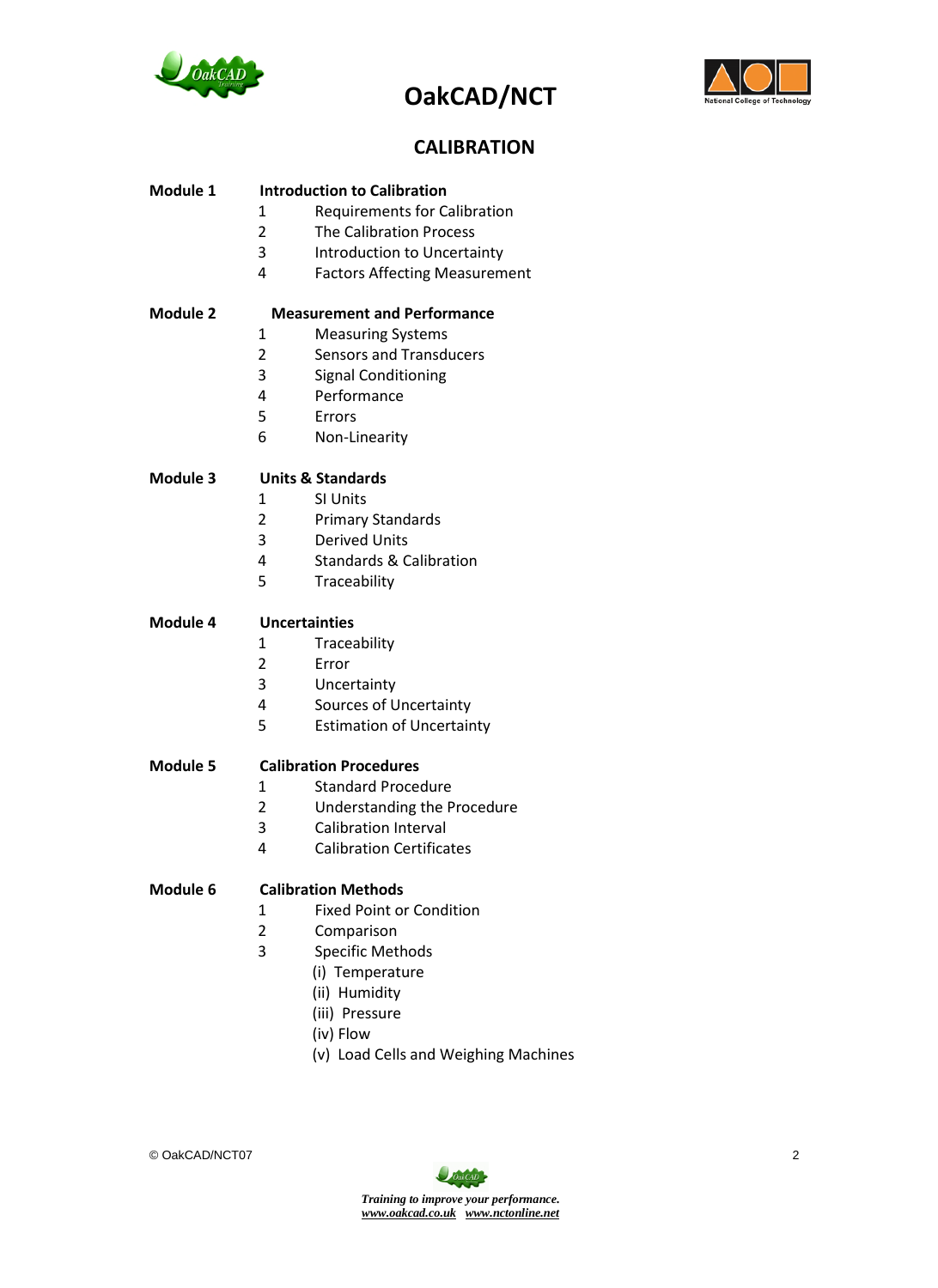# OakCAD/NCT

## CALIBRATION

**Module 1** **Introduction to Calibration**

1. Requirements for Calibration
2. The Calibration Process
3. Introduction to Uncertainty
4. Factors Affecting Measurement

**Module 2** **Measurement and Performance**

1. Measuring Systems
2. Sensors and Transducers
3. Signal Conditioning
4. Performance
5. Errors
6. Non-Linearity

**Module 3** **Units & Standards**

1. SI Units
2. Primary Standards
3. Derived Units
4. Standards & Calibration
5. Traceability

**Module 4** **Uncertainties**

1. Traceability
2. Error
3. Uncertainty
4. Sources of Uncertainty
5. Estimation of Uncertainty

**Module 5** **Calibration Procedures**

1. Standard Procedure
2. Understanding the Procedure
3. Calibration Interval
4. Calibration Certificates

**Module 6** **Calibration Methods**

1. Fixed Point or Condition
2. Comparison
3. Specific Methods
   - (i) Temperature
   - (ii) Humidity
   - (iii) Pressure
   - (iv) Flow
   - (v) Load Cells and Weighing Machines

© OakCAD/NCT07

*Training to improve your performance.*
*www.oakcad.co.uk www.nctonline.net*